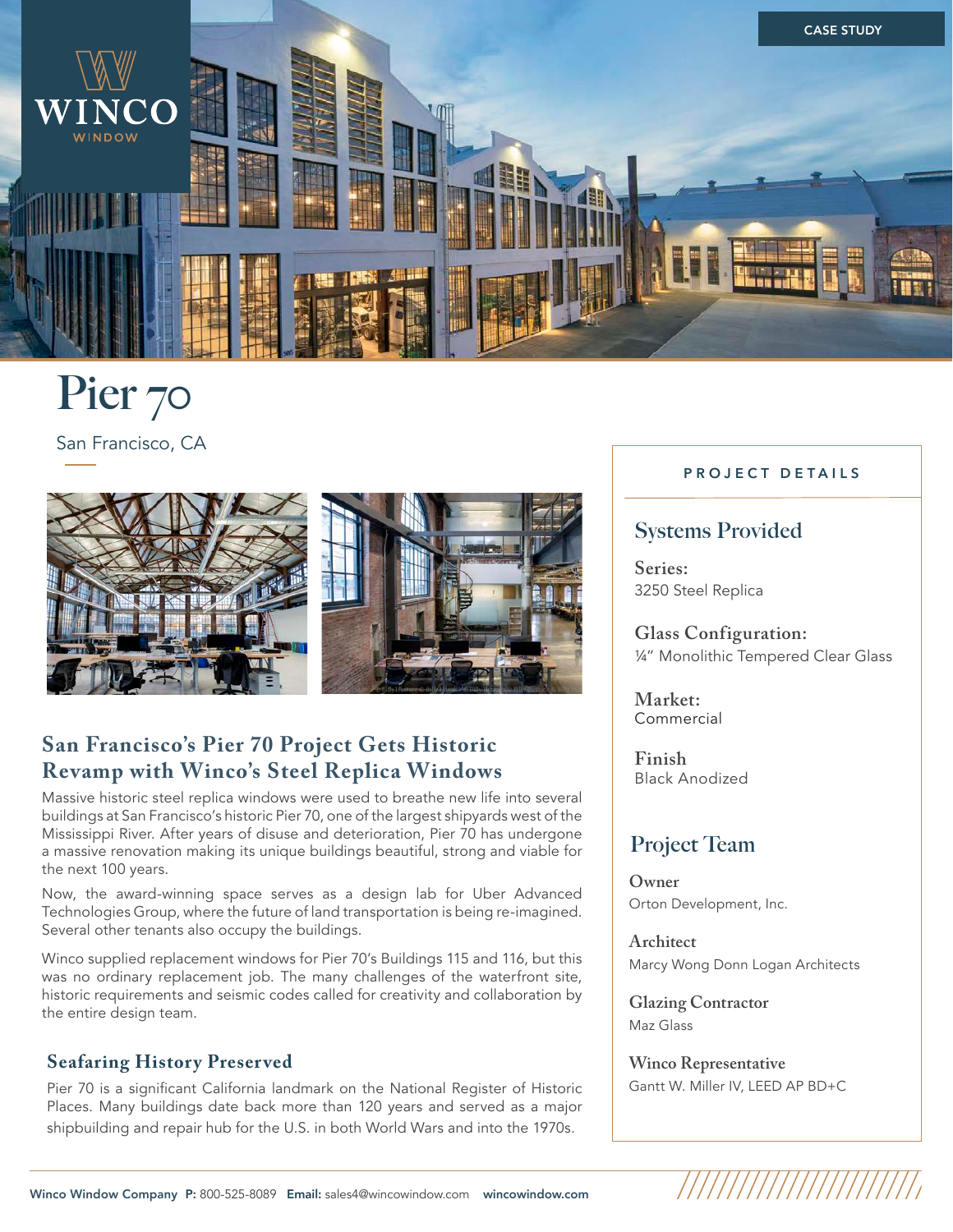CASE STUDY

# Pier 70

San Francisco, CA

## San Francisco's Pier 70 Project Gets Historic Revamp with Winco's Steel Replica Windows

Massive historic steel replica windows were used to breathe new life into several buildings at San Francisco's historic Pier 70, one of the largest shipyards west of the Mississippi River. After years of disuse and deterioration, Pier 70 has undergone a massive renovation making its unique buildings beautiful, strong and viable for the next 100 years.

Now, the award-winning space serves as a design lab for Uber Advanced Technologies Group, where the future of land transportation is being re-imagined. Several other tenants also occupy the buildings.

Winco supplied replacement windows for Pier 70's Buildings 115 and 116, but this was no ordinary replacement job. The many challenges of the waterfront site, historic requirements and seismic codes called for creativity and collaboration by the entire design team.

### Seafaring History Preserved

Pier 70 is a significant California landmark on the National Register of Historic Places. Many buildings date back more than 120 years and served as a major shipbuilding and repair hub for the U.S. in both World Wars and into the 1970s.

## PROJECT DETAILS

### Systems Provided

**Series:**
3250 Steel Replica

**Glass Configuration:**
¼" Monolithic Tempered Clear Glass

**Market:**
Commercial

**Finish**
Black Anodized

### Project Team

**Owner**
Orton Development, Inc.

**Architect**
Marcy Wong Donn Logan Architects

**Glazing Contractor**
Maz Glass

**Winco Representative**
Gantt W. Miller IV, LEED AP BD+C

**Winco Window Company** **P:** 800-525-8089 **Email:** sales4@wincowindow.com **wincowindow.com**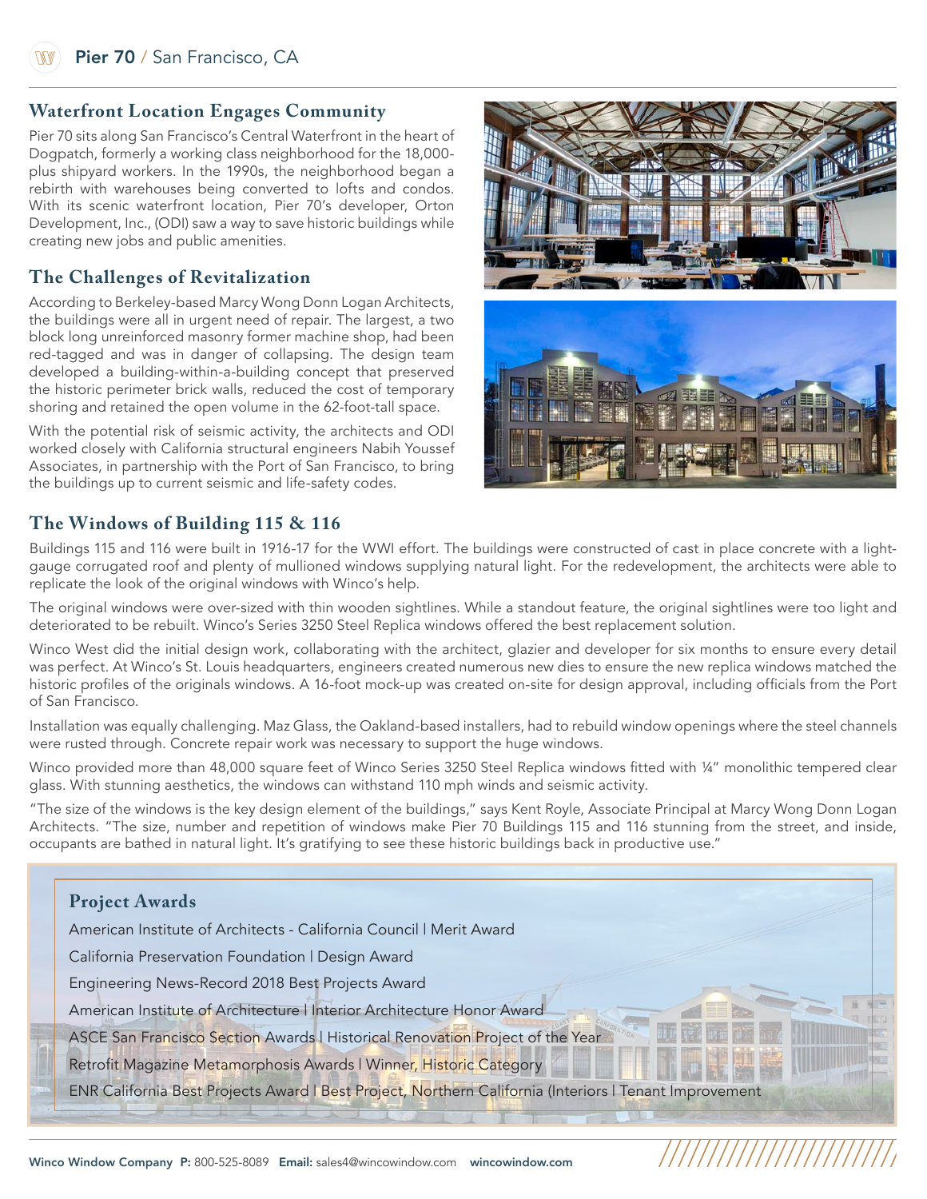# Pier 70 / San Francisco, CA

## Waterfront Location Engages Community

Pier 70 sits along San Francisco's Central Waterfront in the heart of Dogpatch, formerly a working class neighborhood for the 18,000-plus shipyard workers. In the 1990s, the neighborhood began a rebirth with warehouses being converted to lofts and condos. With its scenic waterfront location, Pier 70's developer, Orton Development, Inc., (ODI) saw a way to save historic buildings while creating new jobs and public amenities.

## The Challenges of Revitalization

According to Berkeley-based Marcy Wong Donn Logan Architects, the buildings were all in urgent need of repair. The largest, a two block long unreinforced masonry former machine shop, had been red-tagged and was in danger of collapsing. The design team developed a building-within-a-building concept that preserved the historic perimeter brick walls, reduced the cost of temporary shoring and retained the open volume in the 62-foot-tall space.

With the potential risk of seismic activity, the architects and ODI worked closely with California structural engineers Nabih Youssef Associates, in partnership with the Port of San Francisco, to bring the buildings up to current seismic and life-safety codes.

## The Windows of Building 115 & 116

Buildings 115 and 116 were built in 1916-17 for the WWI effort. The buildings were constructed of cast in place concrete with a light-gauge corrugated roof and plenty of mullioned windows supplying natural light. For the redevelopment, the architects were able to replicate the look of the original windows with Winco's help.

The original windows were over-sized with thin wooden sightlines. While a standout feature, the original sightlines were too light and deteriorated to be rebuilt. Winco's Series 3250 Steel Replica windows offered the best replacement solution.

Winco West did the initial design work, collaborating with the architect, glazier and developer for six months to ensure every detail was perfect. At Winco's St. Louis headquarters, engineers created numerous new dies to ensure the new replica windows matched the historic profiles of the originals windows. A 16-foot mock-up was created on-site for design approval, including officials from the Port of San Francisco.

Installation was equally challenging. Maz Glass, the Oakland-based installers, had to rebuild window openings where the steel channels were rusted through. Concrete repair work was necessary to support the huge windows.

Winco provided more than 48,000 square feet of Winco Series 3250 Steel Replica windows fitted with ¼" monolithic tempered clear glass. With stunning aesthetics, the windows can withstand 110 mph winds and seismic activity.

"The size of the windows is the key design element of the buildings," says Kent Royle, Associate Principal at Marcy Wong Donn Logan Architects. "The size, number and repetition of windows make Pier 70 Buildings 115 and 116 stunning from the street, and inside, occupants are bathed in natural light. It's gratifying to see these historic buildings back in productive use."

## Project Awards

American Institute of Architects - California Council | Merit Award

California Preservation Foundation | Design Award

Engineering News-Record 2018 Best Projects Award

American Institute of Architecture | Interior Architecture Honor Award

ASCE San Francisco Section Awards | Historical Renovation Project of the Year

Retrofit Magazine Metamorphosis Awards | Winner, Historic Category

ENR California Best Projects Award | Best Project, Northern California (Interiors | Tenant Improvement

**Winco Window Company P:** 800-525-8089 **Email:** sales4@wincowindow.com **wincowindow.com**